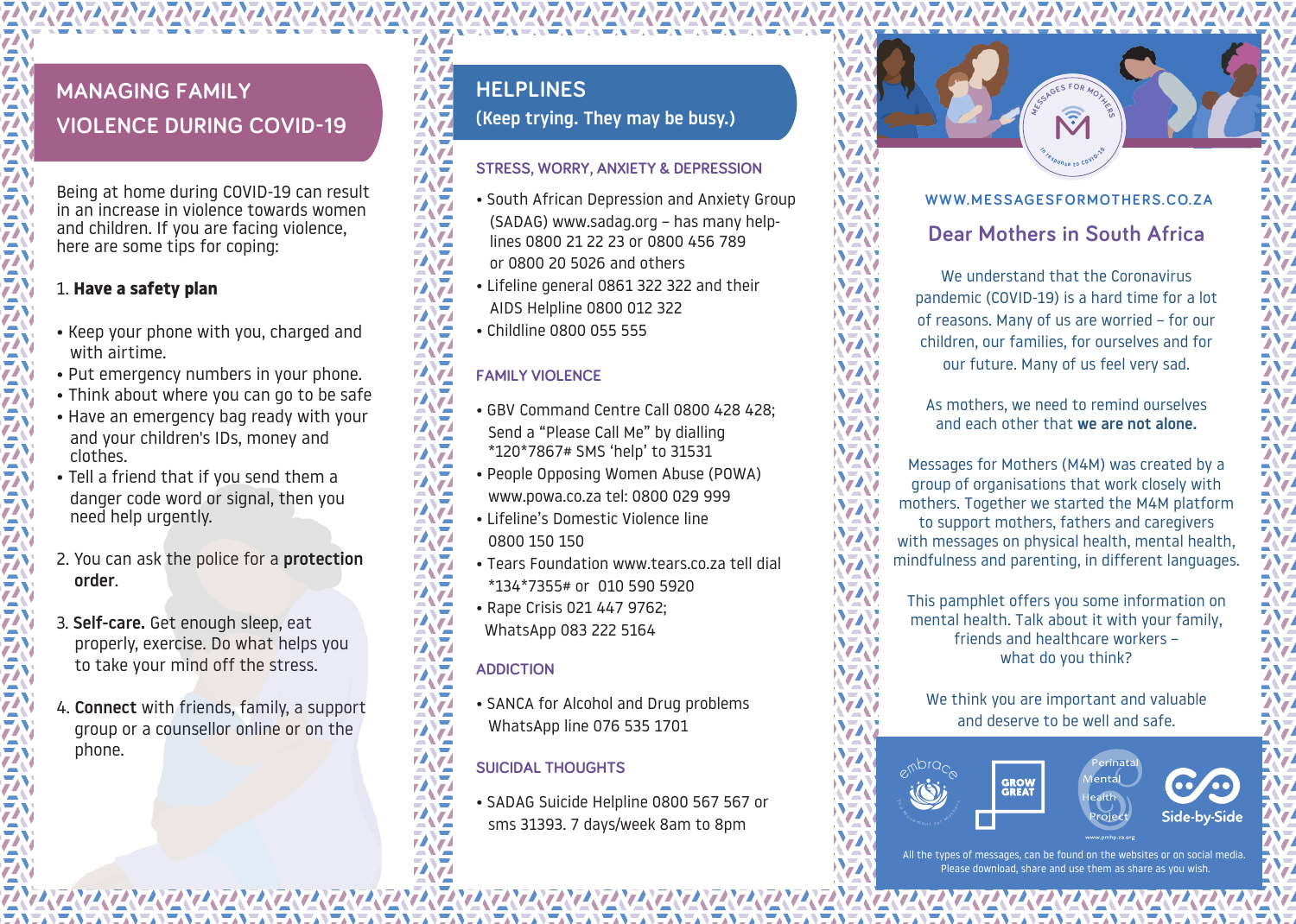# MANAGING FAMILY VIOLENCE DURING COVID-19

Being at home during COVID-19 can result in an increase in violence towards women and children. If you are facing violence, here are some tips for coping:

1. **Have a safety plan**

- Keep your phone with you, charged and with airtime.
- Put emergency numbers in your phone.
- Think about where you can go to be safe
- Have an emergency bag ready with your and your children's IDs, money and clothes.
- Tell a friend that if you send them a danger code word or signal, then you need help urgently.

2. You can ask the police for a **protection order**.

3. **Self-care.** Get enough sleep, eat properly, exercise. Do what helps you to take your mind off the stress.

4. **Connect** with friends, family, a support group or a counsellor online or on the phone.

# HELPLINES
## (Keep trying. They may be busy.)

### STRESS, WORRY, ANXIETY & DEPRESSION

- South African Depression and Anxiety Group (SADAG) www.sadag.org – has many help-lines 0800 21 22 23 or 0800 456 789 or 0800 20 5026 and others
- Lifeline general 0861 322 322 and their AIDS Helpline 0800 012 322
- Childline 0800 055 555

### FAMILY VIOLENCE

- GBV Command Centre Call 0800 428 428; Send a "Please Call Me" by dialling *120*7867# SMS 'help' to 31531
- People Opposing Women Abuse (POWA) www.powa.co.za tel: 0800 029 999
- Lifeline's Domestic Violence line 0800 150 150
- Tears Foundation www.tears.co.za tell dial *134*7355# or 010 590 5920
- Rape Crisis 021 447 9762; WhatsApp 083 222 5164

### ADDICTION

- SANCA for Alcohol and Drug problems WhatsApp line 076 535 1701

### SUICIDAL THOUGHTS

- SADAG Suicide Helpline 0800 567 567 or sms 31393. 7 days/week 8am to 8pm

MESSAGES FOR MOTHERS – in response to COVID-19

WWW.MESSAGESFORMOTHERS.CO.ZA

## Dear Mothers in South Africa

We understand that the Coronavirus pandemic (COVID-19) is a hard time for a lot of reasons. Many of us are worried – for our children, our families, for ourselves and for our future. Many of us feel very sad.

As mothers, we need to remind ourselves and each other that **we are not alone.**

Messages for Mothers (M4M) was created by a group of organisations that work closely with mothers. Together we started the M4M platform to support mothers, fathers and caregivers with messages on physical health, mental health, mindfulness and parenting, in different languages.

This pamphlet offers you some information on mental health. Talk about it with your family, friends and healthcare workers – what do you think?

We think you are important and valuable and deserve to be well and safe.

embrace – The Movement for Mothers | GROW GREAT | Perinatal Mental Health Project (www.pmhp.za.org) | Side-by-Side

All the types of messages, can be found on the websites or on social media. Please download, share and use them as share as you wish.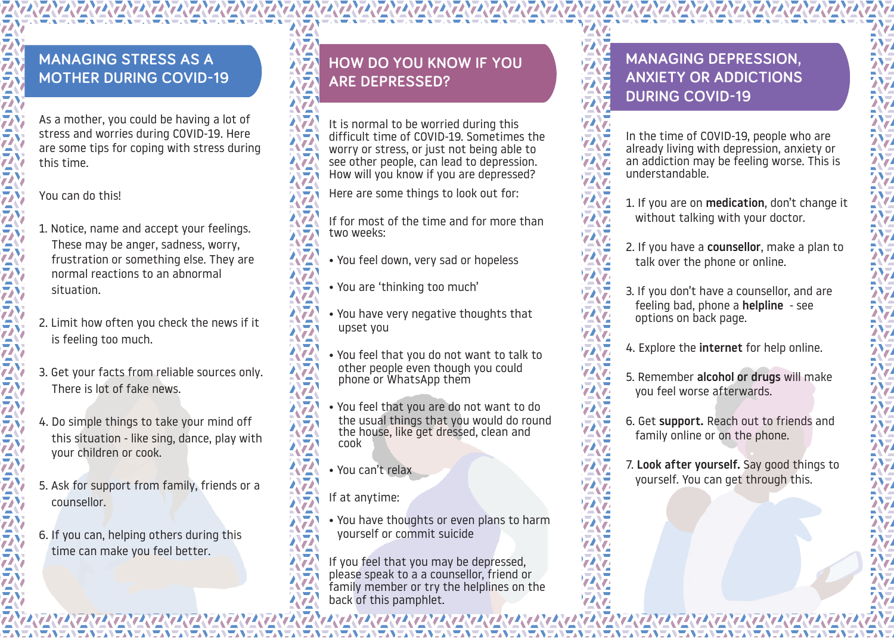## MANAGING STRESS AS A MOTHER DURING COVID-19

As a mother, you could be having a lot of stress and worries during COVID-19. Here are some tips for coping with stress during this time.

You can do this!

1. Notice, name and accept your feelings. These may be anger, sadness, worry, frustration or something else. They are normal reactions to an abnormal situation.
2. Limit how often you check the news if it is feeling too much.
3. Get your facts from reliable sources only. There is lot of fake news.
4. Do simple things to take your mind off this situation - like sing, dance, play with your children or cook.
5. Ask for support from family, friends or a counsellor.
6. If you can, helping others during this time can make you feel better.

## HOW DO YOU KNOW IF YOU ARE DEPRESSED?

It is normal to be worried during this difficult time of COVID-19. Sometimes the worry or stress, or just not being able to see other people, can lead to depression. How will you know if you are depressed?

Here are some things to look out for:

If for most of the time and for more than two weeks:

- You feel down, very sad or hopeless
- You are 'thinking too much'
- You have very negative thoughts that upset you
- You feel that you do not want to talk to other people even though you could phone or WhatsApp them
- You feel that you are do not want to do the usual things that you would do round the house, like get dressed, clean and cook
- You can't relax

If at anytime:

- You have thoughts or even plans to harm yourself or commit suicide

If you feel that you may be depressed, please speak to a a counsellor, friend or family member or try the helplines on the back of this pamphlet.

## MANAGING DEPRESSION, ANXIETY OR ADDICTIONS DURING COVID-19

In the time of COVID-19, people who are already living with depression, anxiety or an addiction may be feeling worse. This is understandable.

1. If you are on **medication**, don't change it without talking with your doctor.
2. If you have a **counsellor**, make a plan to talk over the phone or online.
3. If you don't have a counsellor, and are feeling bad, phone a **helpline** - see options on back page.
4. Explore the **internet** for help online.
5. Remember **alcohol or drugs** will make you feel worse afterwards.
6. Get **support.** Reach out to friends and family online or on the phone.
7. **Look after yourself.** Say good things to yourself. You can get through this.